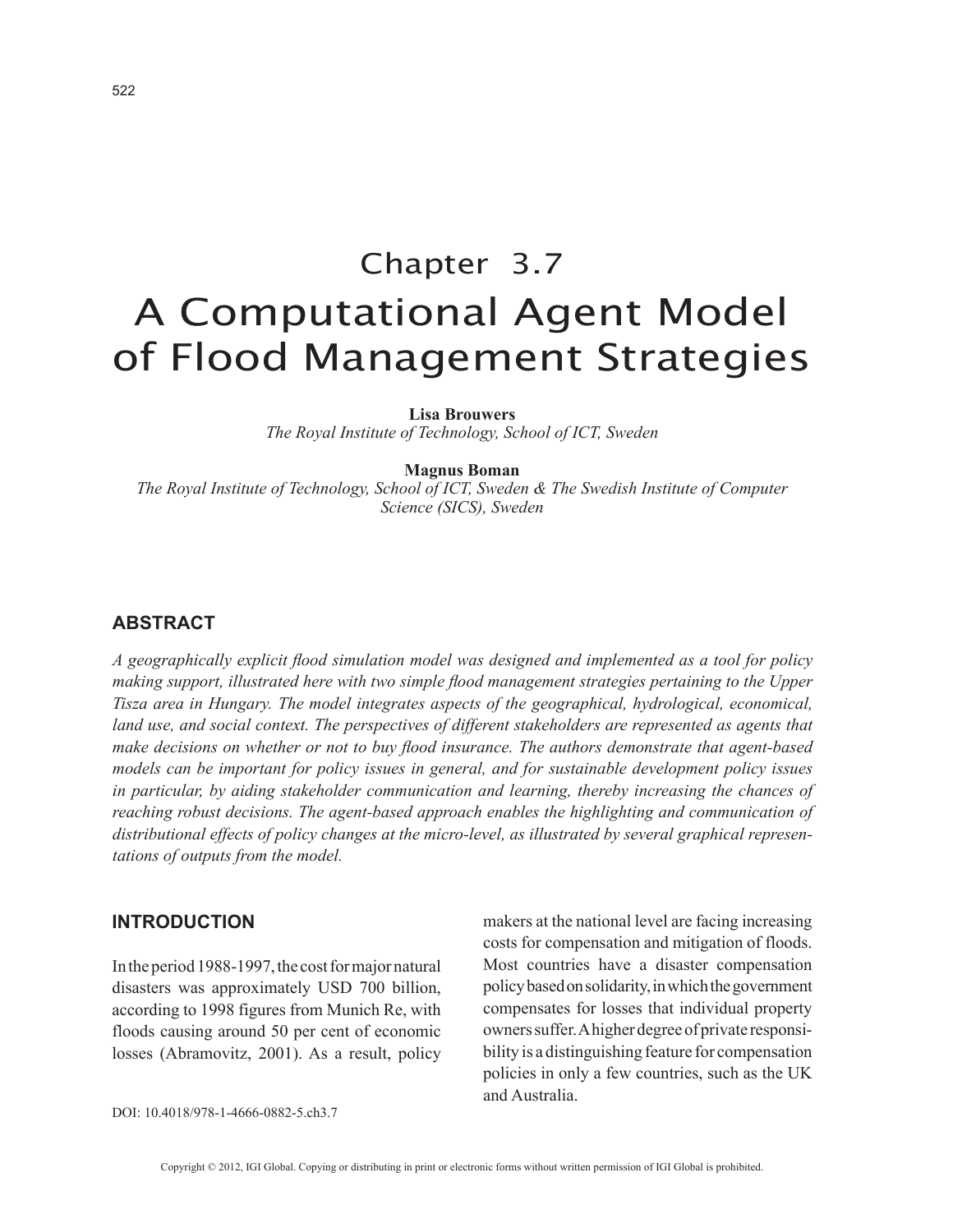Chapter 3.7

# A Computational Agent Model of Flood Management Strategies

**Lisa Brouwers**
*The Royal Institute of Technology, School of ICT, Sweden*

**Magnus Boman**
*The Royal Institute of Technology, School of ICT, Sweden & The Swedish Institute of Computer Science (SICS), Sweden*

## ABSTRACT

*A geographically explicit flood simulation model was designed and implemented as a tool for policy making support, illustrated here with two simple flood management strategies pertaining to the Upper Tisza area in Hungary. The model integrates aspects of the geographical, hydrological, economical, land use, and social context. The perspectives of different stakeholders are represented as agents that make decisions on whether or not to buy flood insurance. The authors demonstrate that agent-based models can be important for policy issues in general, and for sustainable development policy issues in particular, by aiding stakeholder communication and learning, thereby increasing the chances of reaching robust decisions. The agent-based approach enables the highlighting and communication of distributional effects of policy changes at the micro-level, as illustrated by several graphical representations of outputs from the model.*

## INTRODUCTION

In the period 1988-1997, the cost for major natural disasters was approximately USD 700 billion, according to 1998 figures from Munich Re, with floods causing around 50 per cent of economic losses (Abramovitz, 2001). As a result, policy makers at the national level are facing increasing costs for compensation and mitigation of floods. Most countries have a disaster compensation policy based on solidarity, in which the government compensates for losses that individual property owners suffer. A higher degree of private responsibility is a distinguishing feature for compensation policies in only a few countries, such as the UK and Australia.

DOI: 10.4018/978-1-4666-0882-5.ch3.7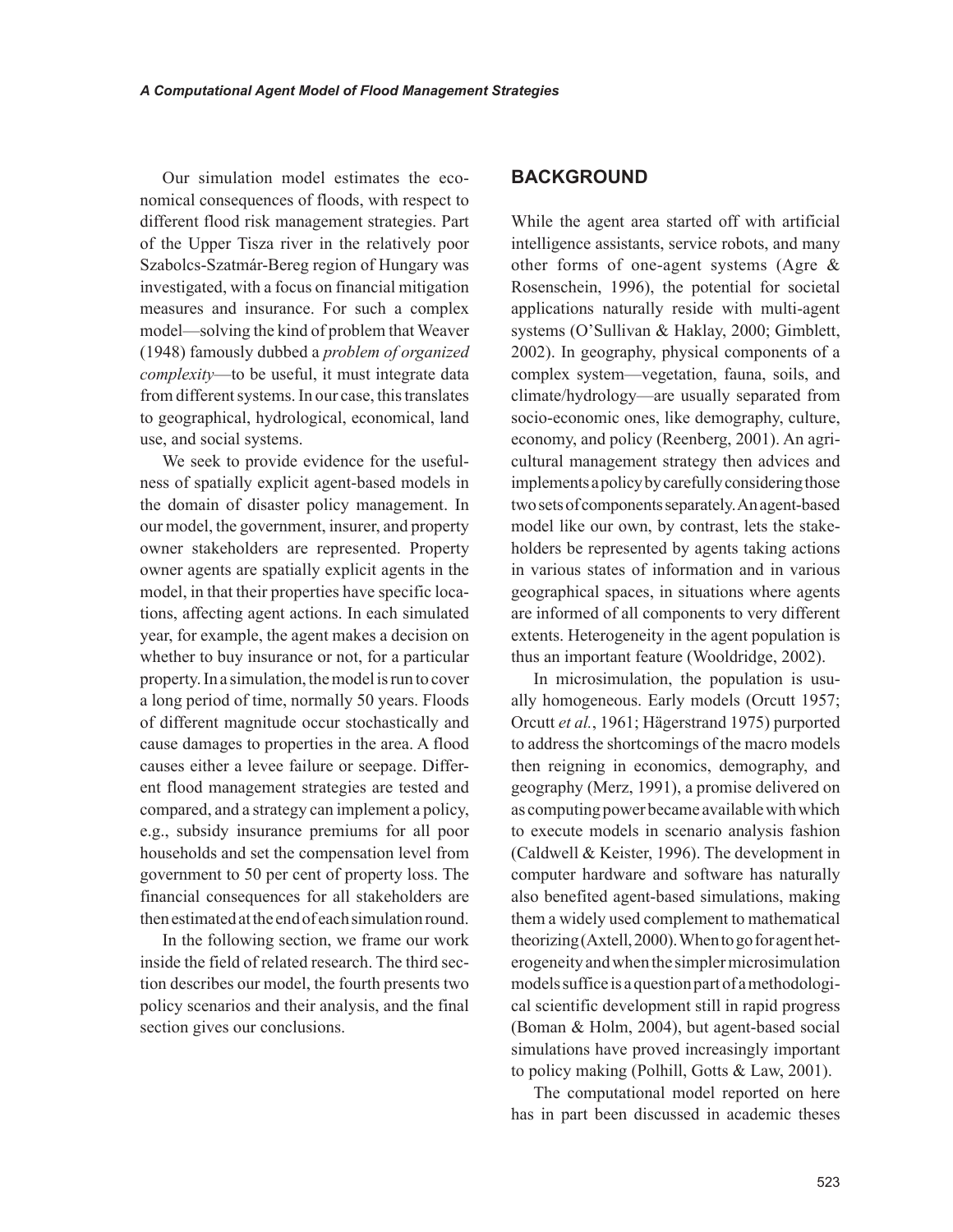Our simulation model estimates the economical consequences of floods, with respect to different flood risk management strategies. Part of the Upper Tisza river in the relatively poor Szabolcs-Szatmár-Bereg region of Hungary was investigated, with a focus on financial mitigation measures and insurance. For such a complex model—solving the kind of problem that Weaver (1948) famously dubbed a *problem of organized complexity*—to be useful, it must integrate data from different systems. In our case, this translates to geographical, hydrological, economical, land use, and social systems.

We seek to provide evidence for the usefulness of spatially explicit agent-based models in the domain of disaster policy management. In our model, the government, insurer, and property owner stakeholders are represented. Property owner agents are spatially explicit agents in the model, in that their properties have specific locations, affecting agent actions. In each simulated year, for example, the agent makes a decision on whether to buy insurance or not, for a particular property. In a simulation, the model is run to cover a long period of time, normally 50 years. Floods of different magnitude occur stochastically and cause damages to properties in the area. A flood causes either a levee failure or seepage. Different flood management strategies are tested and compared, and a strategy can implement a policy, e.g., subsidy insurance premiums for all poor households and set the compensation level from government to 50 per cent of property loss. The financial consequences for all stakeholders are then estimated at the end of each simulation round.

In the following section, we frame our work inside the field of related research. The third section describes our model, the fourth presents two policy scenarios and their analysis, and the final section gives our conclusions.

## BACKGROUND

While the agent area started off with artificial intelligence assistants, service robots, and many other forms of one-agent systems (Agre & Rosenschein, 1996), the potential for societal applications naturally reside with multi-agent systems (O'Sullivan & Haklay, 2000; Gimblett, 2002). In geography, physical components of a complex system—vegetation, fauna, soils, and climate/hydrology—are usually separated from socio-economic ones, like demography, culture, economy, and policy (Reenberg, 2001). An agricultural management strategy then advices and implements a policy by carefully considering those two sets of components separately. An agent-based model like our own, by contrast, lets the stakeholders be represented by agents taking actions in various states of information and in various geographical spaces, in situations where agents are informed of all components to very different extents. Heterogeneity in the agent population is thus an important feature (Wooldridge, 2002).

In microsimulation, the population is usually homogeneous. Early models (Orcutt 1957; Orcutt *et al.*, 1961; Hägerstrand 1975) purported to address the shortcomings of the macro models then reigning in economics, demography, and geography (Merz, 1991), a promise delivered on as computing power became available with which to execute models in scenario analysis fashion (Caldwell & Keister, 1996). The development in computer hardware and software has naturally also benefited agent-based simulations, making them a widely used complement to mathematical theorizing (Axtell, 2000). When to go for agent heterogeneity and when the simpler microsimulation models suffice is a question part of a methodological scientific development still in rapid progress (Boman & Holm, 2004), but agent-based social simulations have proved increasingly important to policy making (Polhill, Gotts & Law, 2001).

The computational model reported on here has in part been discussed in academic theses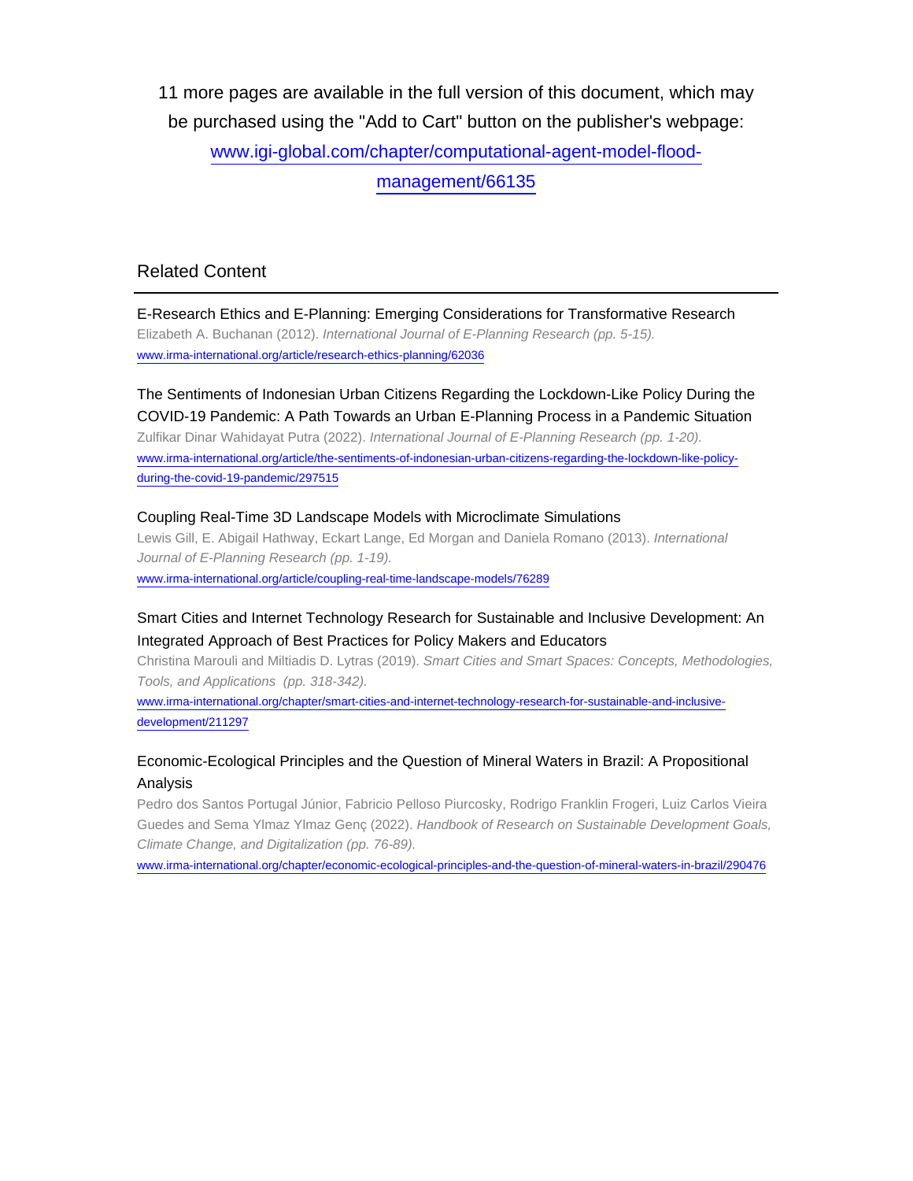11 more pages are available in the full version of this document, which may be purchased using the "Add to Cart" button on the publisher's webpage: www.igi-global.com/chapter/computational-agent-model-flood-management/66135

## Related Content

E-Research Ethics and E-Planning: Emerging Considerations for Transformative Research
Elizabeth A. Buchanan (2012). *International Journal of E-Planning Research (pp. 5-15).*
www.irma-international.org/article/research-ethics-planning/62036

The Sentiments of Indonesian Urban Citizens Regarding the Lockdown-Like Policy During the COVID-19 Pandemic: A Path Towards an Urban E-Planning Process in a Pandemic Situation
Zulfikar Dinar Wahidayat Putra (2022). *International Journal of E-Planning Research (pp. 1-20).*
www.irma-international.org/article/the-sentiments-of-indonesian-urban-citizens-regarding-the-lockdown-like-policy-during-the-covid-19-pandemic/297515

Coupling Real-Time 3D Landscape Models with Microclimate Simulations
Lewis Gill, E. Abigail Hathway, Eckart Lange, Ed Morgan and Daniela Romano (2013). *International Journal of E-Planning Research (pp. 1-19).*
www.irma-international.org/article/coupling-real-time-landscape-models/76289

Smart Cities and Internet Technology Research for Sustainable and Inclusive Development: An Integrated Approach of Best Practices for Policy Makers and Educators
Christina Marouli and Miltiadis D. Lytras (2019). *Smart Cities and Smart Spaces: Concepts, Methodologies, Tools, and Applications (pp. 318-342).*
www.irma-international.org/chapter/smart-cities-and-internet-technology-research-for-sustainable-and-inclusive-development/211297

Economic-Ecological Principles and the Question of Mineral Waters in Brazil: A Propositional Analysis
Pedro dos Santos Portugal Júnior, Fabricio Pelloso Piurcosky, Rodrigo Franklin Frogeri, Luiz Carlos Vieira Guedes and Sema Ylmaz Ylmaz Genç (2022). *Handbook of Research on Sustainable Development Goals, Climate Change, and Digitalization (pp. 76-89).*
www.irma-international.org/chapter/economic-ecological-principles-and-the-question-of-mineral-waters-in-brazil/290476